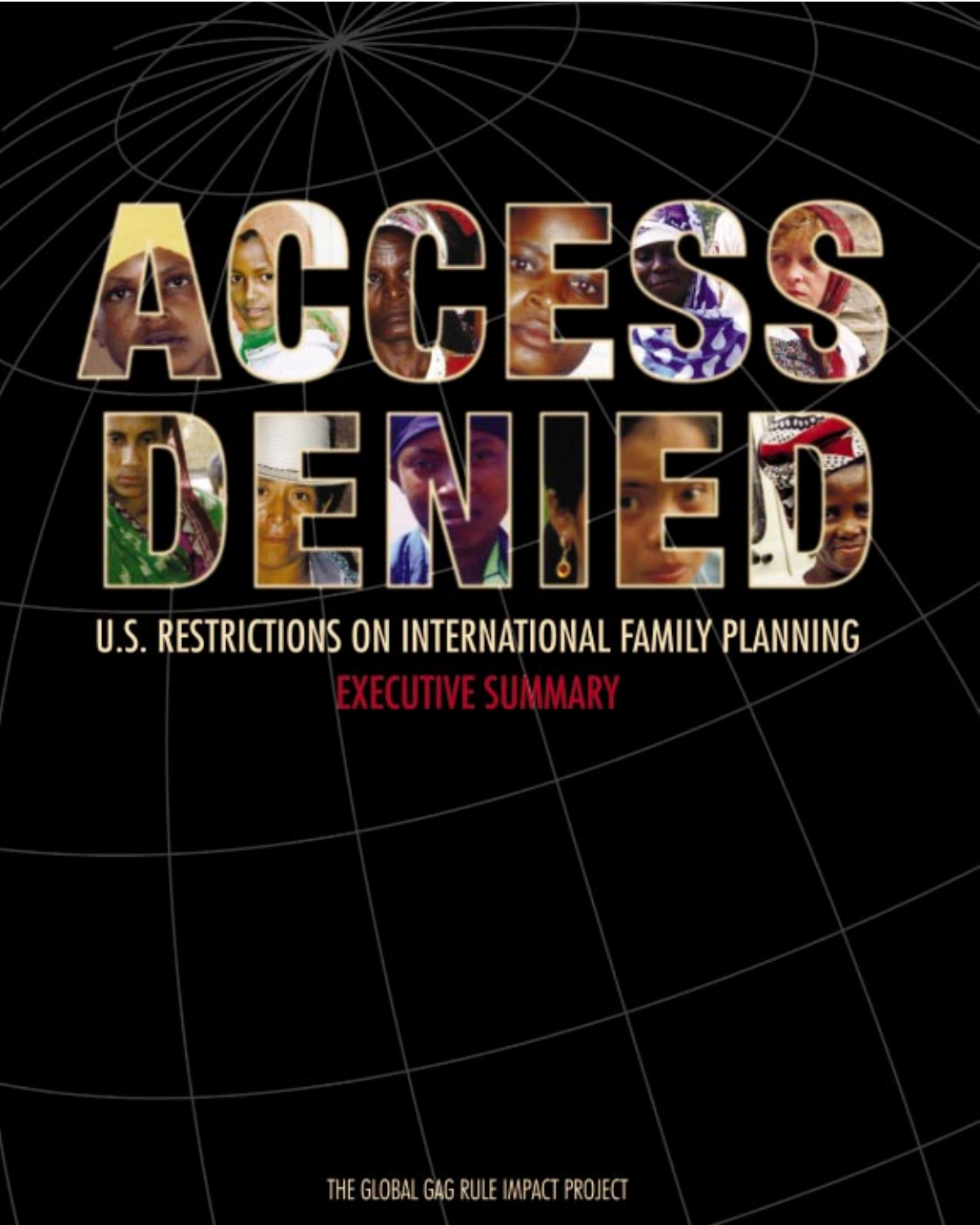# ACCESS DENIED

## U.S. RESTRICTIONS ON INTERNATIONAL FAMILY PLANNING

### EXECUTIVE SUMMARY

THE GLOBAL GAG RULE IMPACT PROJECT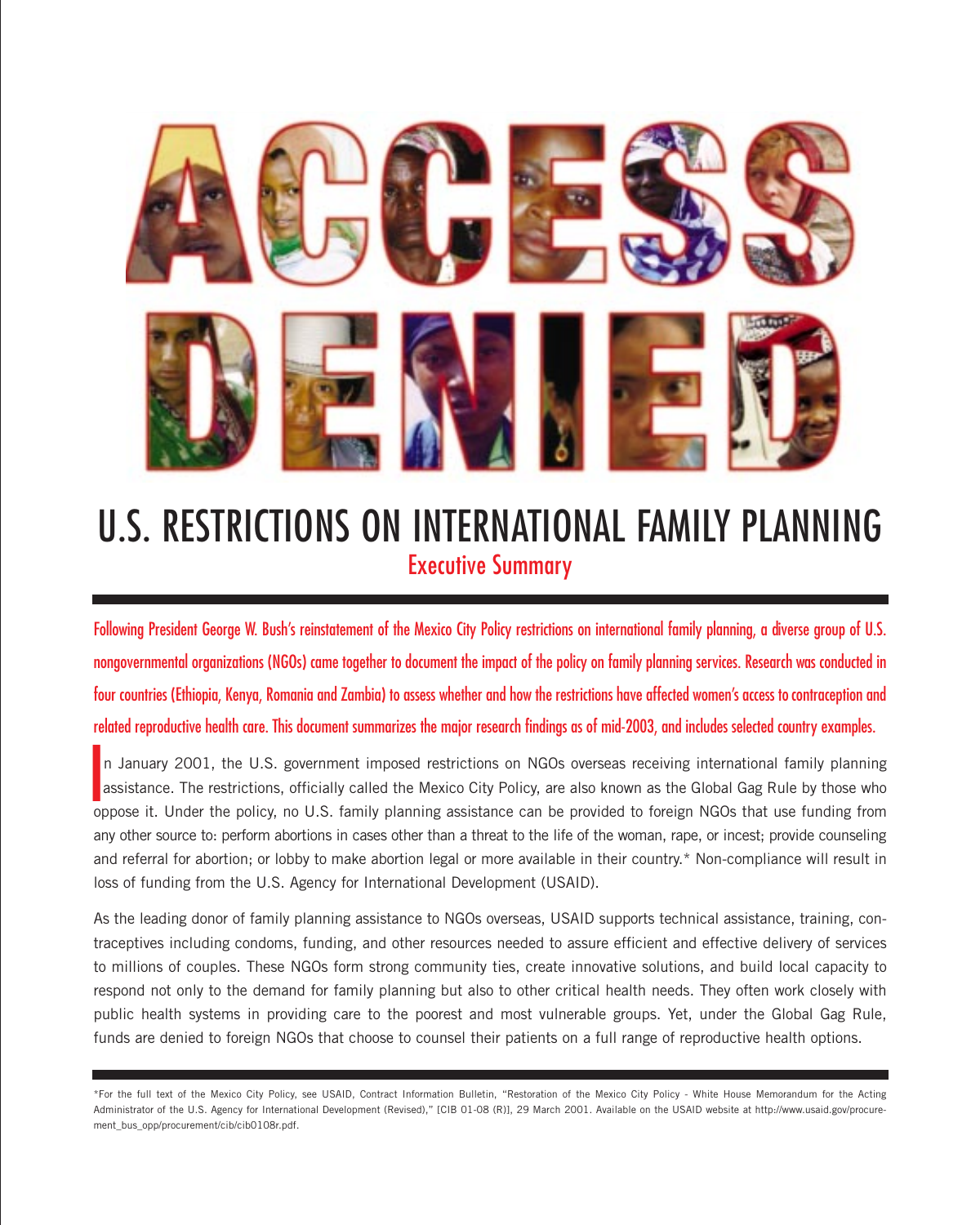# ACCESS DENIED

## U.S. RESTRICTIONS ON INTERNATIONAL FAMILY PLANNING

### Executive Summary

Following President George W. Bush's reinstatement of the Mexico City Policy restrictions on international family planning, a diverse group of U.S. nongovernmental organizations (NGOs) came together to document the impact of the policy on family planning services. Research was conducted in four countries (Ethiopia, Kenya, Romania and Zambia) to assess whether and how the restrictions have affected women's access to contraception and related reproductive health care. This document summarizes the major research findings as of mid-2003, and includes selected country examples.

In January 2001, the U.S. government imposed restrictions on NGOs overseas receiving international family planning assistance. The restrictions, officially called the Mexico City Policy, are also known as the Global Gag Rule by those who oppose it. Under the policy, no U.S. family planning assistance can be provided to foreign NGOs that use funding from any other source to: perform abortions in cases other than a threat to the life of the woman, rape, or incest; provide counseling and referral for abortion; or lobby to make abortion legal or more available in their country.* Non-compliance will result in loss of funding from the U.S. Agency for International Development (USAID).

As the leading donor of family planning assistance to NGOs overseas, USAID supports technical assistance, training, contraceptives including condoms, funding, and other resources needed to assure efficient and effective delivery of services to millions of couples. These NGOs form strong community ties, create innovative solutions, and build local capacity to respond not only to the demand for family planning but also to other critical health needs. They often work closely with public health systems in providing care to the poorest and most vulnerable groups. Yet, under the Global Gag Rule, funds are denied to foreign NGOs that choose to counsel their patients on a full range of reproductive health options.

*For the full text of the Mexico City Policy, see USAID, Contract Information Bulletin, "Restoration of the Mexico City Policy - White House Memorandum for the Acting Administrator of the U.S. Agency for International Development (Revised)," [CIB 01-08 (R)], 29 March 2001. Available on the USAID website at http://www.usaid.gov/procurement_bus_opp/procurement/cib/cib0108r.pdf.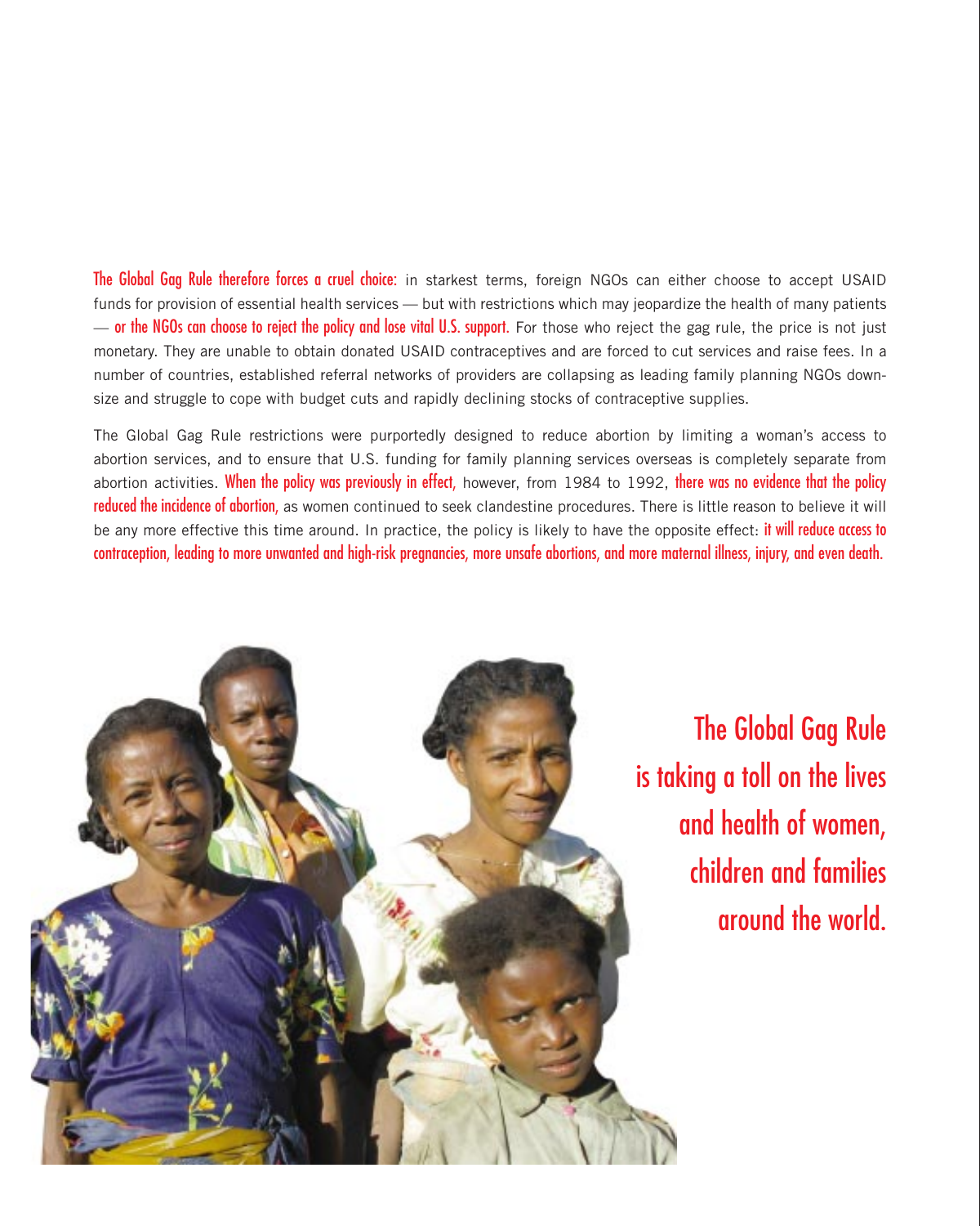**The Global Gag Rule therefore forces a cruel choice:** in starkest terms, foreign NGOs can either choose to accept USAID funds for provision of essential health services — but with restrictions which may jeopardize the health of many patients — **or the NGOs can choose to reject the policy and lose vital U.S. support.** For those who reject the gag rule, the price is not just monetary. They are unable to obtain donated USAID contraceptives and are forced to cut services and raise fees. In a number of countries, established referral networks of providers are collapsing as leading family planning NGOs down-size and struggle to cope with budget cuts and rapidly declining stocks of contraceptive supplies.

The Global Gag Rule restrictions were purportedly designed to reduce abortion by limiting a woman's access to abortion services, and to ensure that U.S. funding for family planning services overseas is completely separate from abortion activities. **When the policy was previously in effect,** however, from 1984 to 1992, **there was no evidence that the policy reduced the incidence of abortion,** as women continued to seek clandestine procedures. There is little reason to believe it will be any more effective this time around. In practice, the policy is likely to have the opposite effect: **it will reduce access to contraception, leading to more unwanted and high-risk pregnancies, more unsafe abortions, and more maternal illness, injury, and even death.**

**The Global Gag Rule is taking a toll on the lives and health of women, children and families around the world.**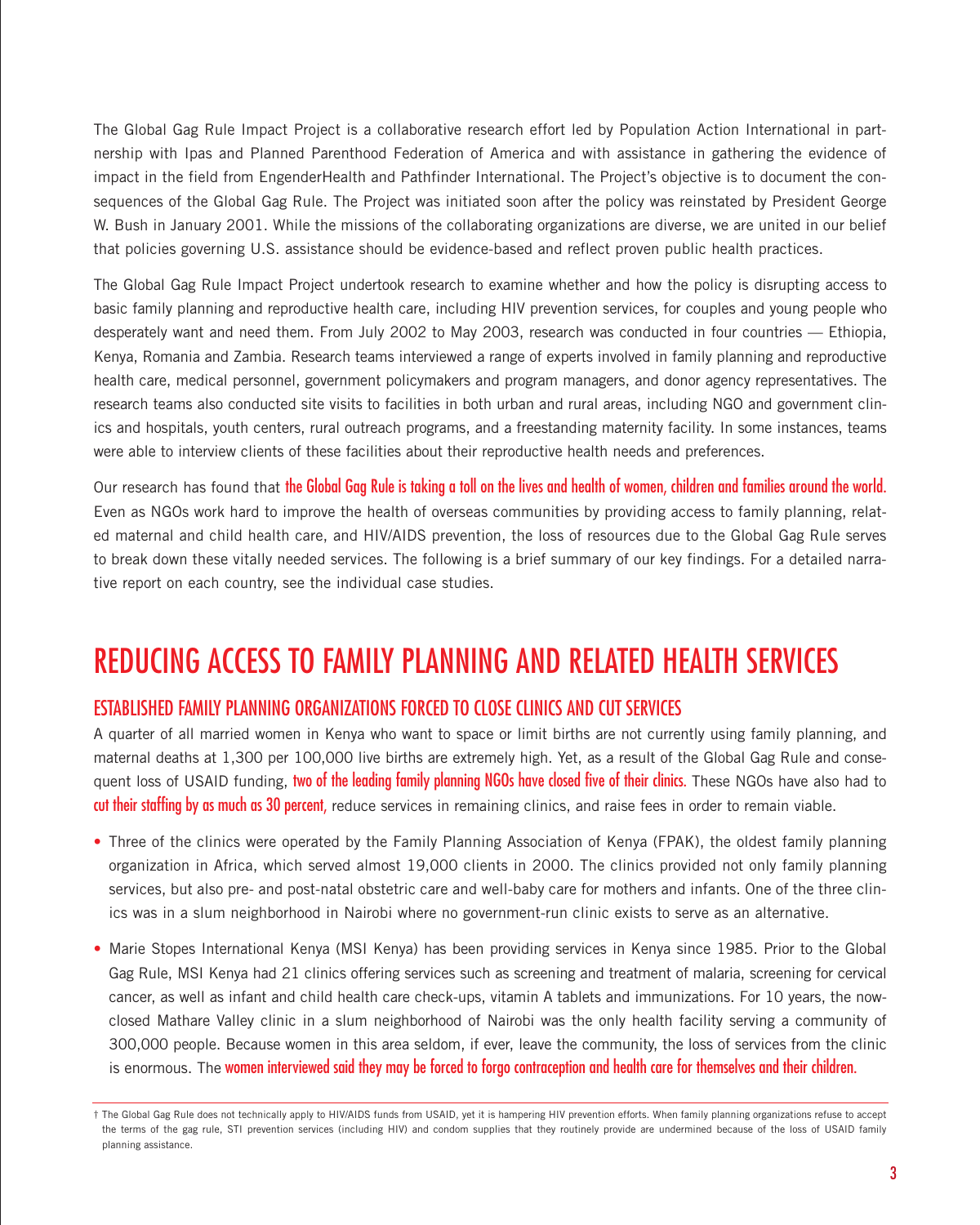The Global Gag Rule Impact Project is a collaborative research effort led by Population Action International in partnership with Ipas and Planned Parenthood Federation of America and with assistance in gathering the evidence of impact in the field from EngenderHealth and Pathfinder International. The Project's objective is to document the consequences of the Global Gag Rule. The Project was initiated soon after the policy was reinstated by President George W. Bush in January 2001. While the missions of the collaborating organizations are diverse, we are united in our belief that policies governing U.S. assistance should be evidence-based and reflect proven public health practices.

The Global Gag Rule Impact Project undertook research to examine whether and how the policy is disrupting access to basic family planning and reproductive health care, including HIV prevention services, for couples and young people who desperately want and need them. From July 2002 to May 2003, research was conducted in four countries — Ethiopia, Kenya, Romania and Zambia. Research teams interviewed a range of experts involved in family planning and reproductive health care, medical personnel, government policymakers and program managers, and donor agency representatives. The research teams also conducted site visits to facilities in both urban and rural areas, including NGO and government clinics and hospitals, youth centers, rural outreach programs, and a freestanding maternity facility. In some instances, teams were able to interview clients of these facilities about their reproductive health needs and preferences.

Our research has found that **the Global Gag Rule is taking a toll on the lives and health of women, children and families around the world.** Even as NGOs work hard to improve the health of overseas communities by providing access to family planning, related maternal and child health care, and HIV/AIDS prevention, the loss of resources due to the Global Gag Rule serves to break down these vitally needed services. The following is a brief summary of our key findings. For a detailed narrative report on each country, see the individual case studies.

# REDUCING ACCESS TO FAMILY PLANNING AND RELATED HEALTH SERVICES

## ESTABLISHED FAMILY PLANNING ORGANIZATIONS FORCED TO CLOSE CLINICS AND CUT SERVICES

A quarter of all married women in Kenya who want to space or limit births are not currently using family planning, and maternal deaths at 1,300 per 100,000 live births are extremely high. Yet, as a result of the Global Gag Rule and consequent loss of USAID funding, **two of the leading family planning NGOs have closed five of their clinics.** These NGOs have also had to **cut their staffing by as much as 30 percent,** reduce services in remaining clinics, and raise fees in order to remain viable.

- Three of the clinics were operated by the Family Planning Association of Kenya (FPAK), the oldest family planning organization in Africa, which served almost 19,000 clients in 2000. The clinics provided not only family planning services, but also pre- and post-natal obstetric care and well-baby care for mothers and infants. One of the three clinics was in a slum neighborhood in Nairobi where no government-run clinic exists to serve as an alternative.
- Marie Stopes International Kenya (MSI Kenya) has been providing services in Kenya since 1985. Prior to the Global Gag Rule, MSI Kenya had 21 clinics offering services such as screening and treatment of malaria, screening for cervical cancer, as well as infant and child health care check-ups, vitamin A tablets and immunizations. For 10 years, the now-closed Mathare Valley clinic in a slum neighborhood of Nairobi was the only health facility serving a community of 300,000 people. Because women in this area seldom, if ever, leave the community, the loss of services from the clinic is enormous. The **women interviewed said they may be forced to forgo contraception and health care for themselves and their children.**

---

† The Global Gag Rule does not technically apply to HIV/AIDS funds from USAID, yet it is hampering HIV prevention efforts. When family planning organizations refuse to accept the terms of the gag rule, STI prevention services (including HIV) and condom supplies that they routinely provide are undermined because of the loss of USAID family planning assistance.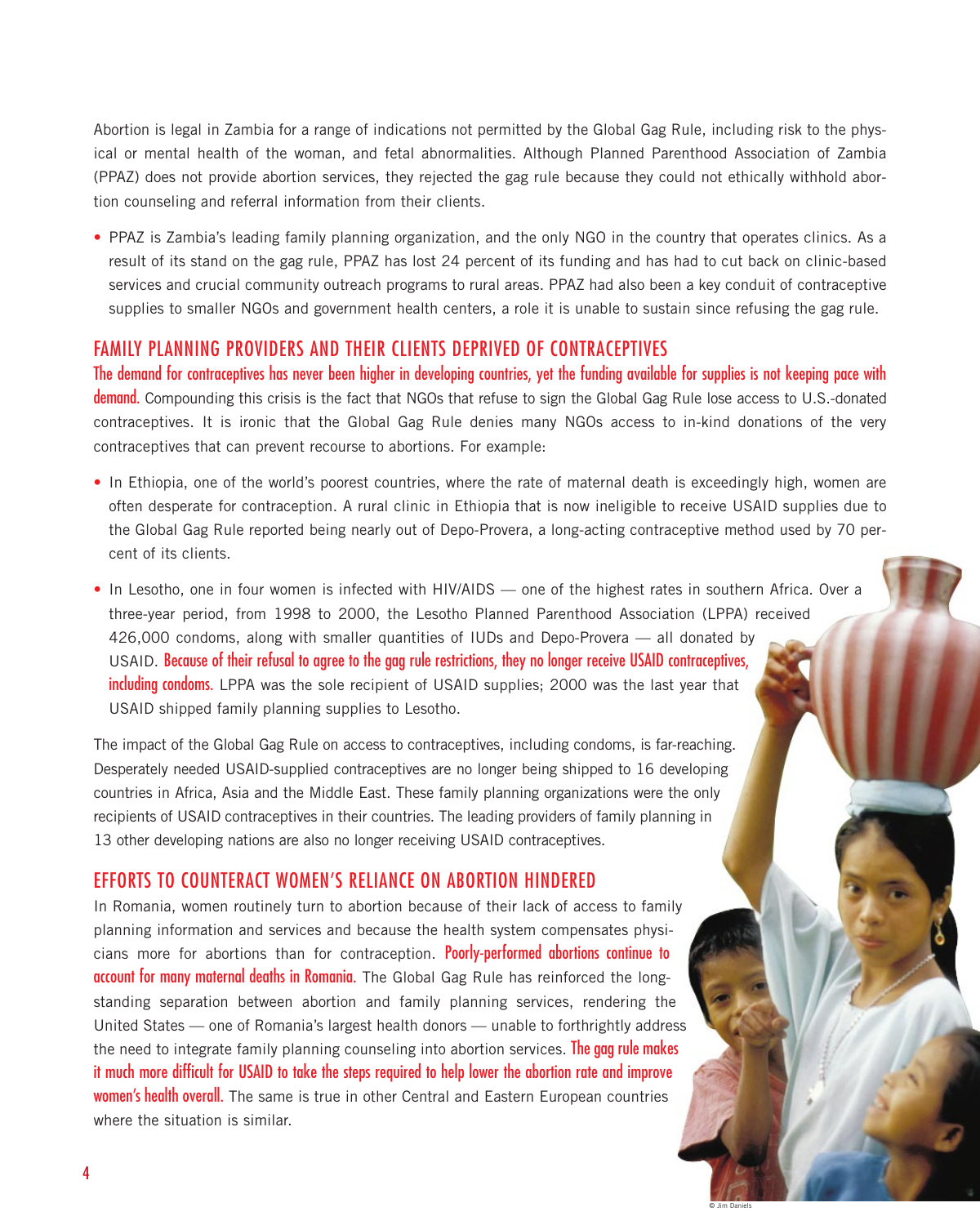Abortion is legal in Zambia for a range of indications not permitted by the Global Gag Rule, including risk to the physical or mental health of the woman, and fetal abnormalities. Although Planned Parenthood Association of Zambia (PPAZ) does not provide abortion services, they rejected the gag rule because they could not ethically withhold abortion counseling and referral information from their clients.

- PPAZ is Zambia's leading family planning organization, and the only NGO in the country that operates clinics. As a result of its stand on the gag rule, PPAZ has lost 24 percent of its funding and has had to cut back on clinic-based services and crucial community outreach programs to rural areas. PPAZ had also been a key conduit of contraceptive supplies to smaller NGOs and government health centers, a role it is unable to sustain since refusing the gag rule.

## FAMILY PLANNING PROVIDERS AND THEIR CLIENTS DEPRIVED OF CONTRACEPTIVES

**The demand for contraceptives has never been higher in developing countries, yet the funding available for supplies is not keeping pace with demand.** Compounding this crisis is the fact that NGOs that refuse to sign the Global Gag Rule lose access to U.S.-donated contraceptives. It is ironic that the Global Gag Rule denies many NGOs access to in-kind donations of the very contraceptives that can prevent recourse to abortions. For example:

- In Ethiopia, one of the world's poorest countries, where the rate of maternal death is exceedingly high, women are often desperate for contraception. A rural clinic in Ethiopia that is now ineligible to receive USAID supplies due to the Global Gag Rule reported being nearly out of Depo-Provera, a long-acting contraceptive method used by 70 percent of its clients.

- In Lesotho, one in four women is infected with HIV/AIDS — one of the highest rates in southern Africa. Over a three-year period, from 1998 to 2000, the Lesotho Planned Parenthood Association (LPPA) received 426,000 condoms, along with smaller quantities of IUDs and Depo-Provera — all donated by USAID. **Because of their refusal to agree to the gag rule restrictions, they no longer receive USAID contraceptives, including condoms.** LPPA was the sole recipient of USAID supplies; 2000 was the last year that USAID shipped family planning supplies to Lesotho.

The impact of the Global Gag Rule on access to contraceptives, including condoms, is far-reaching. Desperately needed USAID-supplied contraceptives are no longer being shipped to 16 developing countries in Africa, Asia and the Middle East. These family planning organizations were the only recipients of USAID contraceptives in their countries. The leading providers of family planning in 13 other developing nations are also no longer receiving USAID contraceptives.

## EFFORTS TO COUNTERACT WOMEN'S RELIANCE ON ABORTION HINDERED

In Romania, women routinely turn to abortion because of their lack of access to family planning information and services and because the health system compensates physicians more for abortions than for contraception. **Poorly-performed abortions continue to account for many maternal deaths in Romania.** The Global Gag Rule has reinforced the long-standing separation between abortion and family planning services, rendering the United States — one of Romania's largest health donors — unable to forthrightly address the need to integrate family planning counseling into abortion services. **The gag rule makes it much more difficult for USAID to take the steps required to help lower the abortion rate and improve women's health overall.** The same is true in other Central and Eastern European countries where the situation is similar.

© Jim Daniels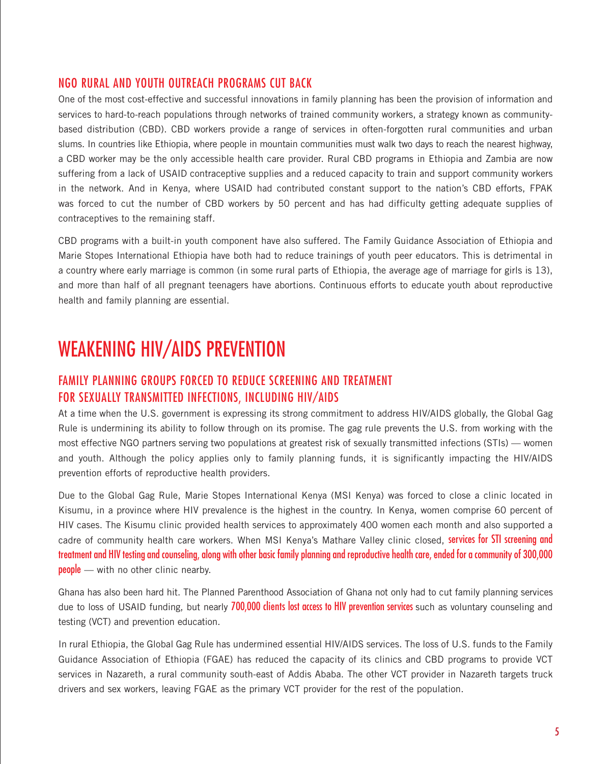### NGO RURAL AND YOUTH OUTREACH PROGRAMS CUT BACK

One of the most cost-effective and successful innovations in family planning has been the provision of information and services to hard-to-reach populations through networks of trained community workers, a strategy known as community-based distribution (CBD). CBD workers provide a range of services in often-forgotten rural communities and urban slums. In countries like Ethiopia, where people in mountain communities must walk two days to reach the nearest highway, a CBD worker may be the only accessible health care provider. Rural CBD programs in Ethiopia and Zambia are now suffering from a lack of USAID contraceptive supplies and a reduced capacity to train and support community workers in the network. And in Kenya, where USAID had contributed constant support to the nation's CBD efforts, FPAK was forced to cut the number of CBD workers by 50 percent and has had difficulty getting adequate supplies of contraceptives to the remaining staff.

CBD programs with a built-in youth component have also suffered. The Family Guidance Association of Ethiopia and Marie Stopes International Ethiopia have both had to reduce trainings of youth peer educators. This is detrimental in a country where early marriage is common (in some rural parts of Ethiopia, the average age of marriage for girls is 13), and more than half of all pregnant teenagers have abortions. Continuous efforts to educate youth about reproductive health and family planning are essential.

## WEAKENING HIV/AIDS PREVENTION

### FAMILY PLANNING GROUPS FORCED TO REDUCE SCREENING AND TREATMENT FOR SEXUALLY TRANSMITTED INFECTIONS, INCLUDING HIV/AIDS

At a time when the U.S. government is expressing its strong commitment to address HIV/AIDS globally, the Global Gag Rule is undermining its ability to follow through on its promise. The gag rule prevents the U.S. from working with the most effective NGO partners serving two populations at greatest risk of sexually transmitted infections (STIs) — women and youth. Although the policy applies only to family planning funds, it is significantly impacting the HIV/AIDS prevention efforts of reproductive health providers.

Due to the Global Gag Rule, Marie Stopes International Kenya (MSI Kenya) was forced to close a clinic located in Kisumu, in a province where HIV prevalence is the highest in the country. In Kenya, women comprise 60 percent of HIV cases. The Kisumu clinic provided health services to approximately 400 women each month and also supported a cadre of community health care workers. When MSI Kenya's Mathare Valley clinic closed, **services for STI screening and treatment and HIV testing and counseling, along with other basic family planning and reproductive health care, ended for a community of 300,000 people** — with no other clinic nearby.

Ghana has also been hard hit. The Planned Parenthood Association of Ghana not only had to cut family planning services due to loss of USAID funding, but nearly **700,000 clients lost access to HIV prevention services** such as voluntary counseling and testing (VCT) and prevention education.

In rural Ethiopia, the Global Gag Rule has undermined essential HIV/AIDS services. The loss of U.S. funds to the Family Guidance Association of Ethiopia (FGAE) has reduced the capacity of its clinics and CBD programs to provide VCT services in Nazareth, a rural community south-east of Addis Ababa. The other VCT provider in Nazareth targets truck drivers and sex workers, leaving FGAE as the primary VCT provider for the rest of the population.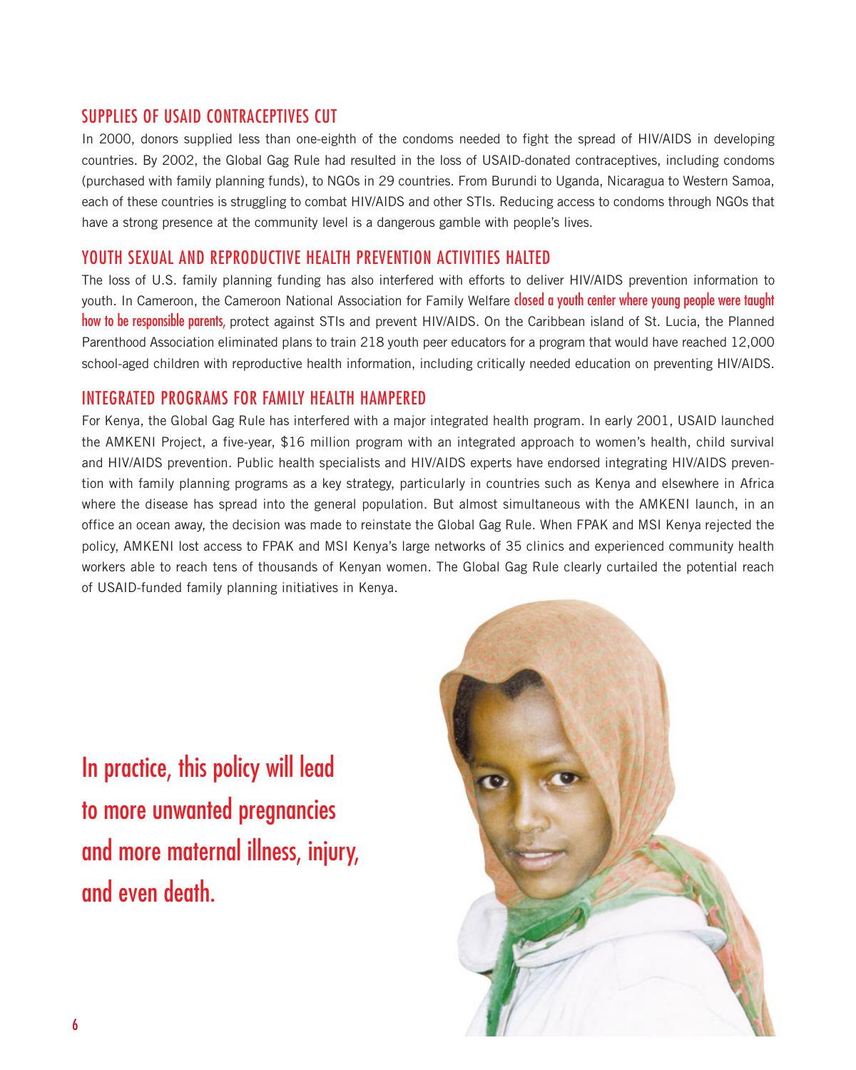## SUPPLIES OF USAID CONTRACEPTIVES CUT

In 2000, donors supplied less than one-eighth of the condoms needed to fight the spread of HIV/AIDS in developing countries. By 2002, the Global Gag Rule had resulted in the loss of USAID-donated contraceptives, including condoms (purchased with family planning funds), to NGOs in 29 countries. From Burundi to Uganda, Nicaragua to Western Samoa, each of these countries is struggling to combat HIV/AIDS and other STIs. Reducing access to condoms through NGOs that have a strong presence at the community level is a dangerous gamble with people's lives.

## YOUTH SEXUAL AND REPRODUCTIVE HEALTH PREVENTION ACTIVITIES HALTED

The loss of U.S. family planning funding has also interfered with efforts to deliver HIV/AIDS prevention information to youth. In Cameroon, the Cameroon National Association for Family Welfare **closed a youth center where young people were taught how to be responsible parents,** protect against STIs and prevent HIV/AIDS. On the Caribbean island of St. Lucia, the Planned Parenthood Association eliminated plans to train 218 youth peer educators for a program that would have reached 12,000 school-aged children with reproductive health information, including critically needed education on preventing HIV/AIDS.

## INTEGRATED PROGRAMS FOR FAMILY HEALTH HAMPERED

For Kenya, the Global Gag Rule has interfered with a major integrated health program. In early 2001, USAID launched the AMKENI Project, a five-year, $16 million program with an integrated approach to women's health, child survival and HIV/AIDS prevention. Public health specialists and HIV/AIDS experts have endorsed integrating HIV/AIDS prevention with family planning programs as a key strategy, particularly in countries such as Kenya and elsewhere in Africa where the disease has spread into the general population. But almost simultaneous with the AMKENI launch, in an office an ocean away, the decision was made to reinstate the Global Gag Rule. When FPAK and MSI Kenya rejected the policy, AMKENI lost access to FPAK and MSI Kenya's large networks of 35 clinics and experienced community health workers able to reach tens of thousands of Kenyan women. The Global Gag Rule clearly curtailed the potential reach of USAID-funded family planning initiatives in Kenya.

**In practice, this policy will lead to more unwanted pregnancies and more maternal illness, injury, and even death.**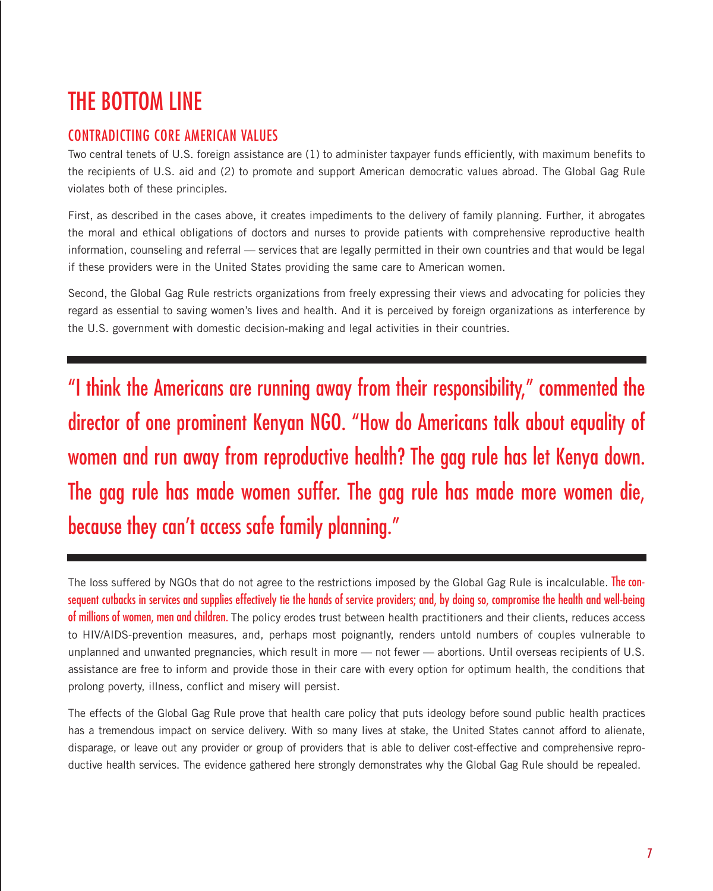# THE BOTTOM LINE

## CONTRADICTING CORE AMERICAN VALUES

Two central tenets of U.S. foreign assistance are (1) to administer taxpayer funds efficiently, with maximum benefits to the recipients of U.S. aid and (2) to promote and support American democratic values abroad. The Global Gag Rule violates both of these principles.

First, as described in the cases above, it creates impediments to the delivery of family planning. Further, it abrogates the moral and ethical obligations of doctors and nurses to provide patients with comprehensive reproductive health information, counseling and referral — services that are legally permitted in their own countries and that would be legal if these providers were in the United States providing the same care to American women.

Second, the Global Gag Rule restricts organizations from freely expressing their views and advocating for policies they regard as essential to saving women's lives and health. And it is perceived by foreign organizations as interference by the U.S. government with domestic decision-making and legal activities in their countries.

---

> "I think the Americans are running away from their responsibility," commented the director of one prominent Kenyan NGO. "How do Americans talk about equality of women and run away from reproductive health? The gag rule has let Kenya down. The gag rule has made women suffer. The gag rule has made more women die, because they can't access safe family planning."

---

The loss suffered by NGOs that do not agree to the restrictions imposed by the Global Gag Rule is incalculable. **The consequent cutbacks in services and supplies effectively tie the hands of service providers; and, by doing so, compromise the health and well-being of millions of women, men and children.** The policy erodes trust between health practitioners and their clients, reduces access to HIV/AIDS-prevention measures, and, perhaps most poignantly, renders untold numbers of couples vulnerable to unplanned and unwanted pregnancies, which result in more — not fewer — abortions. Until overseas recipients of U.S. assistance are free to inform and provide those in their care with every option for optimum health, the conditions that prolong poverty, illness, conflict and misery will persist.

The effects of the Global Gag Rule prove that health care policy that puts ideology before sound public health practices has a tremendous impact on service delivery. With so many lives at stake, the United States cannot afford to alienate, disparage, or leave out any provider or group of providers that is able to deliver cost-effective and comprehensive reproductive health services. The evidence gathered here strongly demonstrates why the Global Gag Rule should be repealed.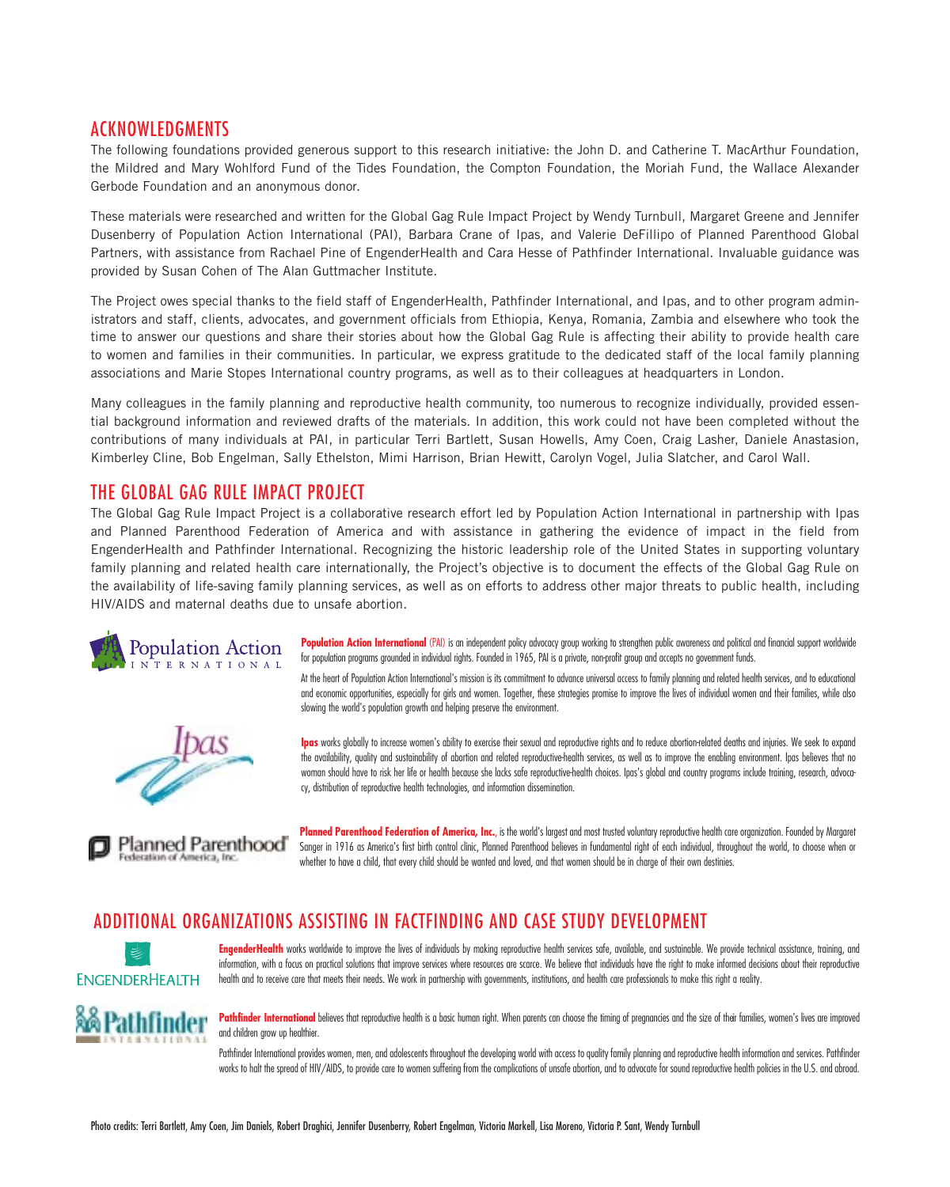## ACKNOWLEDGMENTS

The following foundations provided generous support to this research initiative: the John D. and Catherine T. MacArthur Foundation, the Mildred and Mary Wohlford Fund of the Tides Foundation, the Compton Foundation, the Moriah Fund, the Wallace Alexander Gerbode Foundation and an anonymous donor.

These materials were researched and written for the Global Gag Rule Impact Project by Wendy Turnbull, Margaret Greene and Jennifer Dusenberry of Population Action International (PAI), Barbara Crane of Ipas, and Valerie DeFillipo of Planned Parenthood Global Partners, with assistance from Rachael Pine of EngenderHealth and Cara Hesse of Pathfinder International. Invaluable guidance was provided by Susan Cohen of The Alan Guttmacher Institute.

The Project owes special thanks to the field staff of EngenderHealth, Pathfinder International, and Ipas, and to other program administrators and staff, clients, advocates, and government officials from Ethiopia, Kenya, Romania, Zambia and elsewhere who took the time to answer our questions and share their stories about how the Global Gag Rule is affecting their ability to provide health care to women and families in their communities. In particular, we express gratitude to the dedicated staff of the local family planning associations and Marie Stopes International country programs, as well as to their colleagues at headquarters in London.

Many colleagues in the family planning and reproductive health community, too numerous to recognize individually, provided essential background information and reviewed drafts of the materials. In addition, this work could not have been completed without the contributions of many individuals at PAI, in particular Terri Bartlett, Susan Howells, Amy Coen, Craig Lasher, Daniele Anastasion, Kimberley Cline, Bob Engelman, Sally Ethelston, Mimi Harrison, Brian Hewitt, Carolyn Vogel, Julia Slatcher, and Carol Wall.

## THE GLOBAL GAG RULE IMPACT PROJECT

The Global Gag Rule Impact Project is a collaborative research effort led by Population Action International in partnership with Ipas and Planned Parenthood Federation of America and with assistance in gathering the evidence of impact in the field from EngenderHealth and Pathfinder International. Recognizing the historic leadership role of the United States in supporting voluntary family planning and related health care internationally, the Project's objective is to document the effects of the Global Gag Rule on the availability of life-saving family planning services, as well as on efforts to address other major threats to public health, including HIV/AIDS and maternal deaths due to unsafe abortion.

**Population Action International** (PAI) is an independent policy advocacy group working to strengthen public awareness and political and financial support worldwide for population programs grounded in individual rights. Founded in 1965, PAI is a private, non-profit group and accepts no government funds.

At the heart of Population Action International's mission is its commitment to advance universal access to family planning and related health services, and to educational and economic opportunities, especially for girls and women. Together, these strategies promise to improve the lives of individual women and their families, while also slowing the world's population growth and helping preserve the environment.

**Ipas** works globally to increase women's ability to exercise their sexual and reproductive rights and to reduce abortion-related deaths and injuries. We seek to expand the availability, quality and sustainability of abortion and related reproductive-health services, as well as to improve the enabling environment. Ipas believes that no woman should have to risk her life or health because she lacks safe reproductive-health choices. Ipas's global and country programs include training, research, advocacy, distribution of reproductive health technologies, and information dissemination.

**Planned Parenthood Federation of America, Inc.**, is the world's largest and most trusted voluntary reproductive health care organization. Founded by Margaret Sanger in 1916 as America's first birth control clinic, Planned Parenthood believes in fundamental right of each individual, throughout the world, to choose when or whether to have a child, that every child should be wanted and loved, and that women should be in charge of their own destinies.

## ADDITIONAL ORGANIZATIONS ASSISTING IN FACTFINDING AND CASE STUDY DEVELOPMENT

**EngenderHealth** works worldwide to improve the lives of individuals by making reproductive health services safe, available, and sustainable. We provide technical assistance, training, and information, with a focus on practical solutions that improve services where resources are scarce. We believe that individuals have the right to make informed decisions about their reproductive health and to receive care that meets their needs. We work in partnership with governments, institutions, and health care professionals to make this right a reality.

**Pathfinder International** believes that reproductive health is a basic human right. When parents can choose the timing of pregnancies and the size of their families, women's lives are improved and children grow up healthier.

Pathfinder International provides women, men, and adolescents throughout the developing world with access to quality family planning and reproductive health information and services. Pathfinder works to halt the spread of HIV/AIDS, to provide care to women suffering from the complications of unsafe abortion, and to advocate for sound reproductive health policies in the U.S. and abroad.

Photo credits: Terri Bartlett, Amy Coen, Jim Daniels, Robert Draghici, Jennifer Dusenberry, Robert Engelman, Victoria Markell, Lisa Moreno, Victoria P. Sant, Wendy Turnbull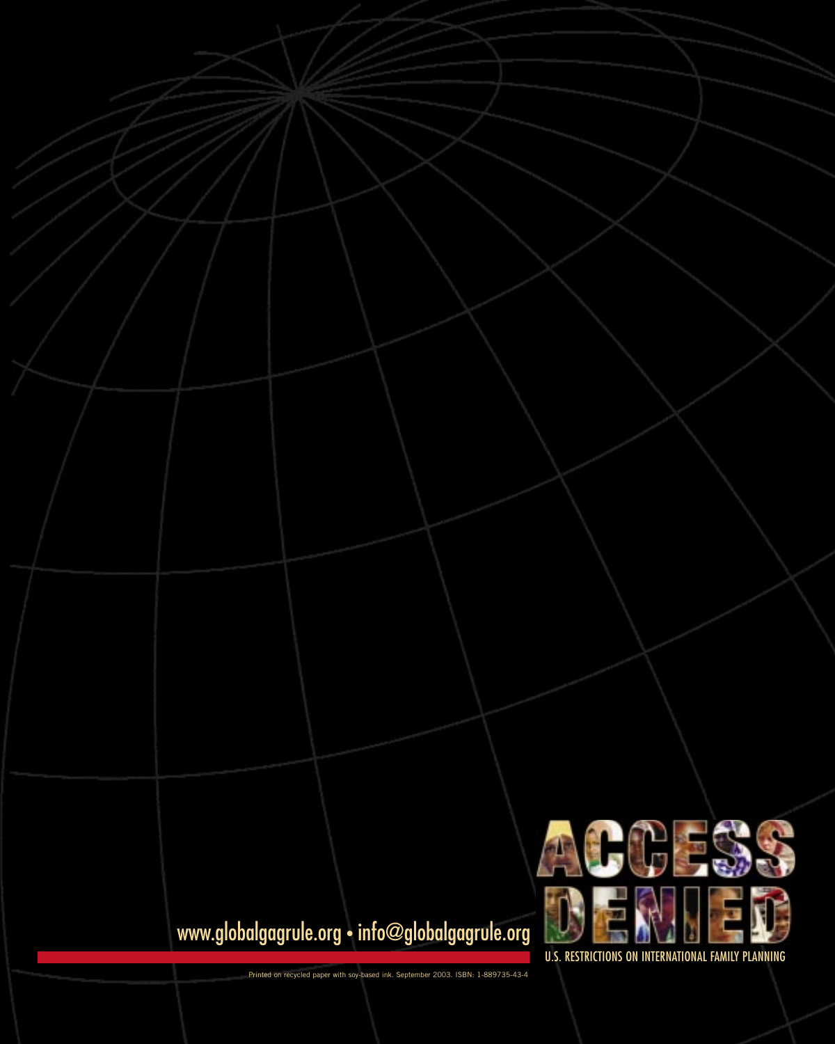www.globalgagrule.org • info@globalgagrule.org

# ACCESS DENIED

U.S. RESTRICTIONS ON INTERNATIONAL FAMILY PLANNING

Printed on recycled paper with soy-based ink. September 2003. ISBN: 1-889735-43-4